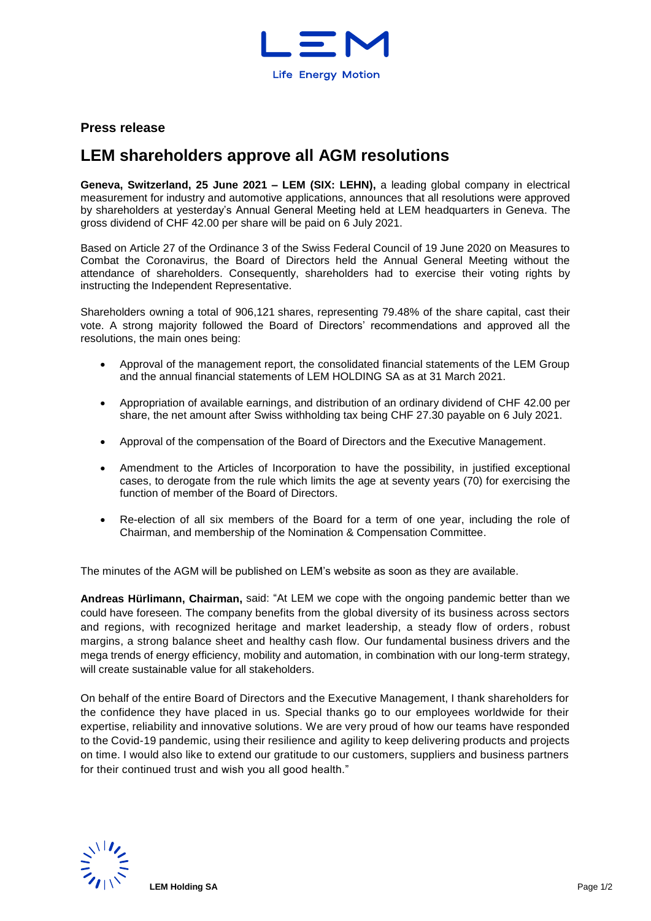**Press release**

# LEM shareholders approve all AGM resolutions

**Geneva, Switzerland, 25 June 2021 – LEM (SIX: LEHN),** a leading global company in electrical measurement for industry and automotive applications, announces that all resolutions were approved by shareholders at yesterday's Annual General Meeting held at LEM headquarters in Geneva. The gross dividend of CHF 42.00 per share will be paid on 6 July 2021.

Based on Article 27 of the Ordinance 3 of the Swiss Federal Council of 19 June 2020 on Measures to Combat the Coronavirus, the Board of Directors held the Annual General Meeting without the attendance of shareholders. Consequently, shareholders had to exercise their voting rights by instructing the Independent Representative.

Shareholders owning a total of 906,121 shares, representing 79.48% of the share capital, cast their vote. A strong majority followed the Board of Directors' recommendations and approved all the resolutions, the main ones being:

- Approval of the management report, the consolidated financial statements of the LEM Group and the annual financial statements of LEM HOLDING SA as at 31 March 2021.
- Appropriation of available earnings, and distribution of an ordinary dividend of CHF 42.00 per share, the net amount after Swiss withholding tax being CHF 27.30 payable on 6 July 2021.
- Approval of the compensation of the Board of Directors and the Executive Management.
- Amendment to the Articles of Incorporation to have the possibility, in justified exceptional cases, to derogate from the rule which limits the age at seventy years (70) for exercising the function of member of the Board of Directors.
- Re-election of all six members of the Board for a term of one year, including the role of Chairman, and membership of the Nomination & Compensation Committee.

The minutes of the AGM will be published on LEM's website as soon as they are available.

**Andreas Hürlimann, Chairman,** said: "At LEM we cope with the ongoing pandemic better than we could have foreseen. The company benefits from the global diversity of its business across sectors and regions, with recognized heritage and market leadership, a steady flow of orders, robust margins, a strong balance sheet and healthy cash flow. Our fundamental business drivers and the mega trends of energy efficiency, mobility and automation, in combination with our long-term strategy, will create sustainable value for all stakeholders.

On behalf of the entire Board of Directors and the Executive Management, I thank shareholders for the confidence they have placed in us. Special thanks go to our employees worldwide for their expertise, reliability and innovative solutions. We are very proud of how our teams have responded to the Covid-19 pandemic, using their resilience and agility to keep delivering products and projects on time. I would also like to extend our gratitude to our customers, suppliers and business partners for their continued trust and wish you all good health."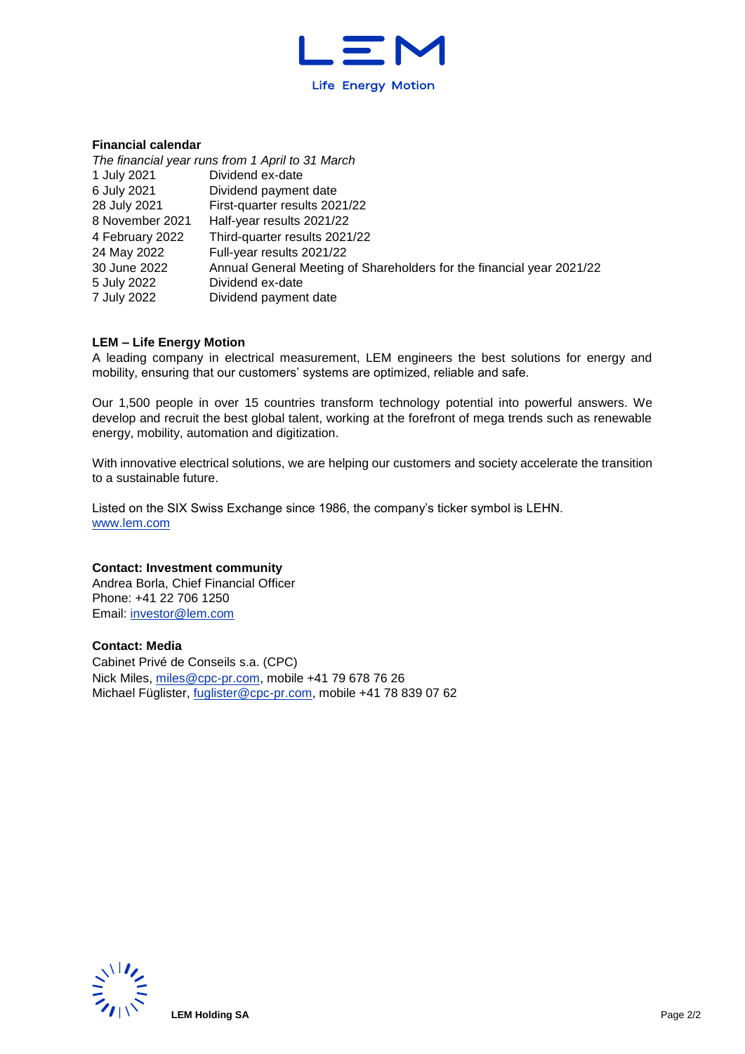**Financial calendar**

*The financial year runs from 1 April to 31 March*

| | |
|---|---|
| 1 July 2021 | Dividend ex-date |
| 6 July 2021 | Dividend payment date |
| 28 July 2021 | First-quarter results 2021/22 |
| 8 November 2021 | Half-year results 2021/22 |
| 4 February 2022 | Third-quarter results 2021/22 |
| 24 May 2022 | Full-year results 2021/22 |
| 30 June 2022 | Annual General Meeting of Shareholders for the financial year 2021/22 |
| 5 July 2022 | Dividend ex-date |
| 7 July 2022 | Dividend payment date |

**LEM – Life Energy Motion**

A leading company in electrical measurement, LEM engineers the best solutions for energy and mobility, ensuring that our customers' systems are optimized, reliable and safe.

Our 1,500 people in over 15 countries transform technology potential into powerful answers. We develop and recruit the best global talent, working at the forefront of mega trends such as renewable energy, mobility, automation and digitization.

With innovative electrical solutions, we are helping our customers and society accelerate the transition to a sustainable future.

Listed on the SIX Swiss Exchange since 1986, the company's ticker symbol is LEHN.
www.lem.com

**Contact: Investment community**

Andrea Borla, Chief Financial Officer
Phone: +41 22 706 1250
Email: investor@lem.com

**Contact: Media**

Cabinet Privé de Conseils s.a. (CPC)
Nick Miles, miles@cpc-pr.com, mobile +41 79 678 76 26
Michael Füglister, fuglister@cpc-pr.com, mobile +41 78 839 07 62

**LEM Holding SA**